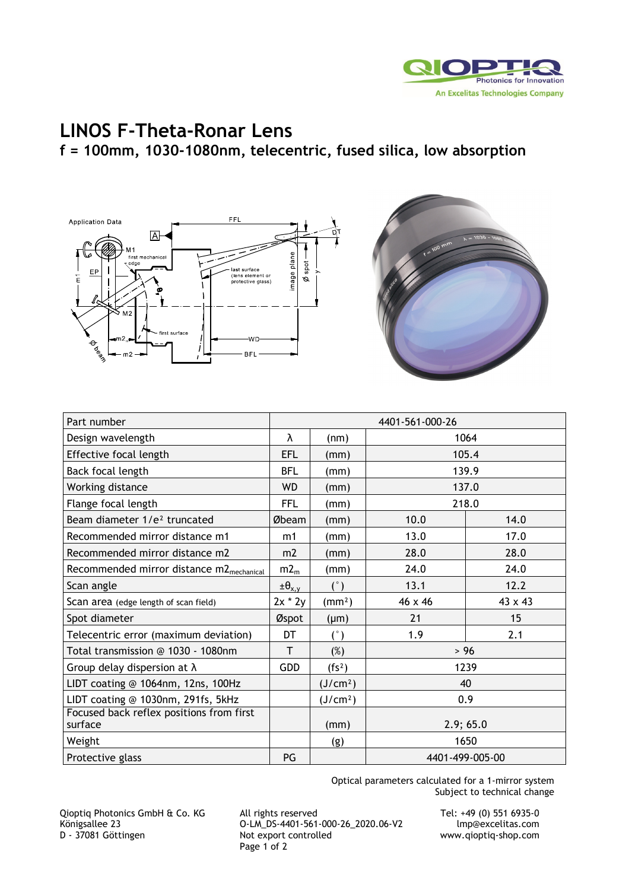# LINOS F-Theta-Ronar Lens

## f = 100mm, 1030-1080nm, telecentric, fused silica, low absorption

| Part number | | | 4401-561-000-26 | |
|---|---|---|---|---|
| Design wavelength | λ | (nm) | 1064 | |
| Effective focal length | EFL | (mm) | 105.4 | |
| Back focal length | BFL | (mm) | 139.9 | |
| Working distance | WD | (mm) | 137.0 | |
| Flange focal length | FFL | (mm) | 218.0 | |
| Beam diameter 1/e² truncated | Øbeam | (mm) | 10.0 | 14.0 |
| Recommended mirror distance m1 | m1 | (mm) | 13.0 | 17.0 |
| Recommended mirror distance m2 | m2 | (mm) | 28.0 | 28.0 |
| Recommended mirror distance $m2_{mechanical}$ | $m2_m$ | (mm) | 24.0 | 24.0 |
| Scan angle | $\pm\theta_{x,y}$ | (°) | 13.1 | 12.2 |
| Scan area (edge length of scan field) | 2x * 2y | (mm²) | 46 x 46 | 43 x 43 |
| Spot diameter | Øspot | (µm) | 21 | 15 |
| Telecentric error (maximum deviation) | DT | (°) | 1.9 | 2.1 |
| Total transmission @ 1030 - 1080nm | T | (%) | > 96 | |
| Group delay dispersion at λ | GDD | (fs²) | 1239 | |
| LIDT coating @ 1064nm, 12ns, 100Hz | | (J/cm²) | 40 | |
| LIDT coating @ 1030nm, 291fs, 5kHz | | (J/cm²) | 0.9 | |
| Focused back reflex positions from first surface | | (mm) | 2.9; 65.0 | |
| Weight | | (g) | 1650 | |
| Protective glass | PG | | 4401-499-005-00 | |

Optical parameters calculated for a 1-mirror system
Subject to technical change

Qioptiq Photonics GmbH & Co. KG
Königsallee 23
D - 37081 Göttingen

All rights reserved
O-LM_DS-4401-561-000-26_2020.06-V2
Not export controlled

Tel: +49 (0) 551 6935-0
lmp@excelitas.com
www.qioptiq-shop.com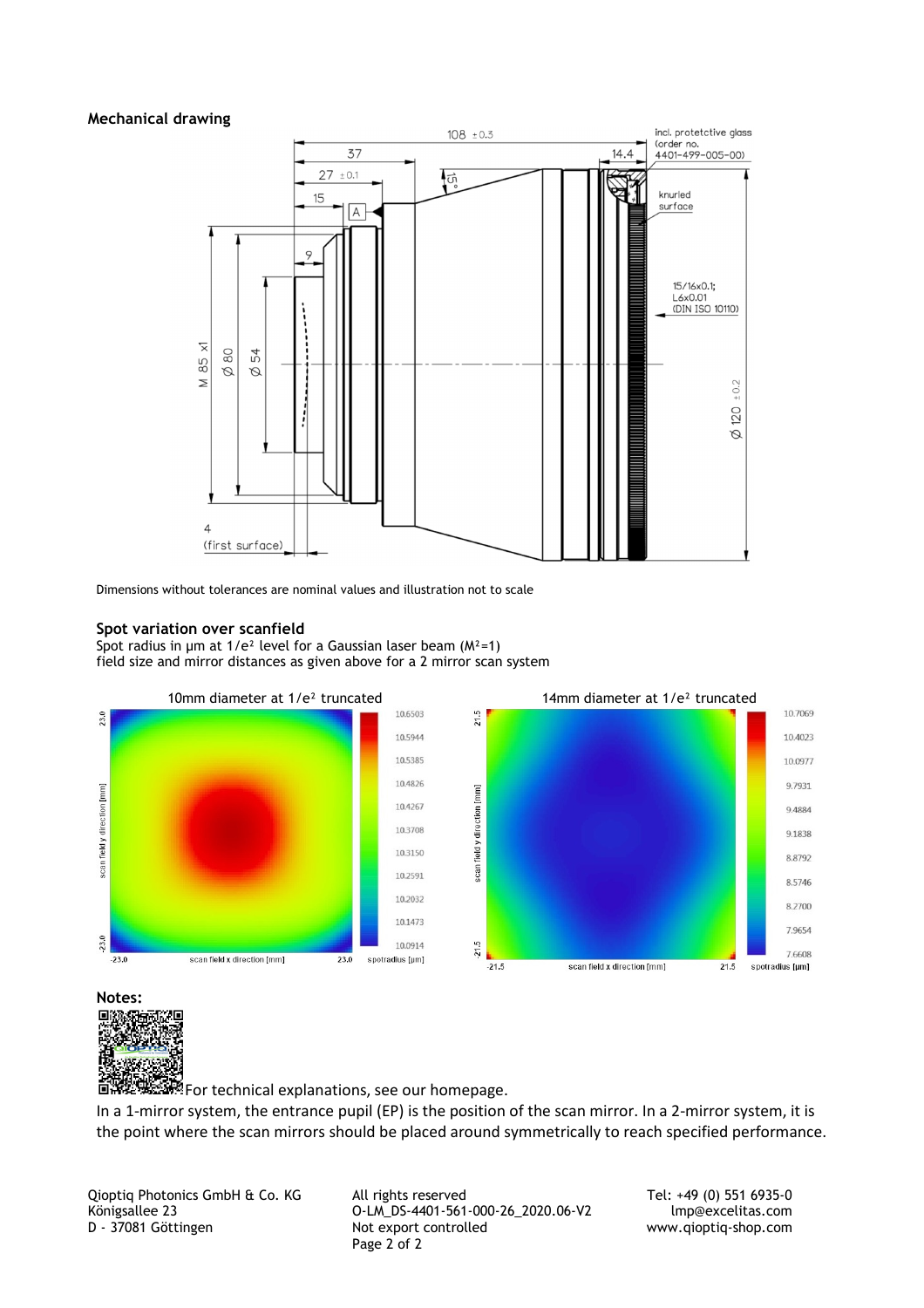## Mechanical drawing

108 ±0.3

37

27 ±0.1

15

9

14.4

15°

A

incl. protetctive glass (order no. 4401-499-005-00)

knurled surface

15/16x0.1; L6x0.01 (DIN ISO 10110)

M 85 x1

Ø 80

Ø 54

Ø 120 ±0.2

4 (first surface)

Dimensions without tolerances are nominal values and illustration not to scale

## Spot variation over scanfield

Spot radius in µm at $1/e^2$ level for a Gaussian laser beam ($M^2$=1)
field size and mirror distances as given above for a 2 mirror scan system

10mm diameter at $1/e^2$ truncated

23.0
-23.0
-23.0
23.0
scan field y direction [mm]
scan field x direction [mm]
10.6503
10.5944
10.5385
10.4826
10.4267
10.3708
10.3150
10.2591
10.2032
10.1473
10.0914
spotradius [µm]

14mm diameter at $1/e^2$ truncated

21.5
-21.5
-21.5
21.5
scan field y direction [mm]
scan field x direction [mm]
10.7069
10.4023
10.0977
9.7931
9.4884
9.1838
8.8792
8.5746
8.2700
7.9654
7.6608
spotradius [µm]

## Notes:

For technical explanations, see our homepage.

In a 1-mirror system, the entrance pupil (EP) is the position of the scan mirror. In a 2-mirror system, it is the point where the scan mirrors should be placed around symmetrically to reach specified performance.

Qioptiq Photonics GmbH & Co. KG
Königsallee 23
D - 37081 Göttingen

All rights reserved
O-LM_DS-4401-561-000-26_2020.06-V2
Not export controlled

Tel: +49 (0) 551 6935-0
lmp@excelitas.com
www.qioptiq-shop.com